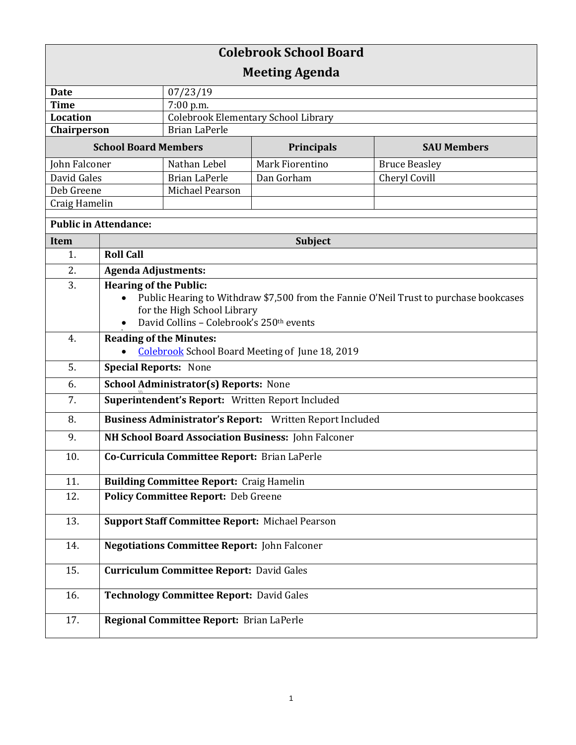# Colebrook School Board

## Meeting Agenda

| | |
|---|---|
| **Date** | 07/23/19 |
| **Time** | 7:00 p.m. |
| **Location** | Colebrook Elementary School Library |
| **Chairperson** | Brian LaPerle |

| School Board Members | | Principals | SAU Members |
|---|---|---|---|
| John Falconer | Nathan Lebel | Mark Fiorentino | Bruce Beasley |
| David Gales | Brian LaPerle | Dan Gorham | Cheryl Covill |
| Deb Greene | Michael Pearson | | |
| Craig Hamelin | | | |

**Public in Attendance:**

| Item | Subject |
|---|---|
| 1. | **Roll Call** |
| 2. | **Agenda Adjustments:** |
| 3. | **Hearing of the Public:** <br>• Public Hearing to Withdraw $7,500 from the Fannie O'Neil Trust to purchase bookcases for the High School Library <br>• David Collins – Colebrook's 250th events |
| 4. | **Reading of the Minutes:** <br>• Colebrook School Board Meeting of June 18, 2019 |
| 5. | **Special Reports:** None |
| 6. | **School Administrator(s) Reports:** None |
| 7. | **Superintendent's Report:** Written Report Included |
| 8. | **Business Administrator's Report:** Written Report Included |
| 9. | **NH School Board Association Business:** John Falconer |
| 10. | **Co-Curricula Committee Report:** Brian LaPerle |
| 11. | **Building Committee Report:** Craig Hamelin |
| 12. | **Policy Committee Report:** Deb Greene |
| 13. | **Support Staff Committee Report:** Michael Pearson |
| 14. | **Negotiations Committee Report:** John Falconer |
| 15. | **Curriculum Committee Report:** David Gales |
| 16. | **Technology Committee Report:** David Gales |
| 17. | **Regional Committee Report:** Brian LaPerle |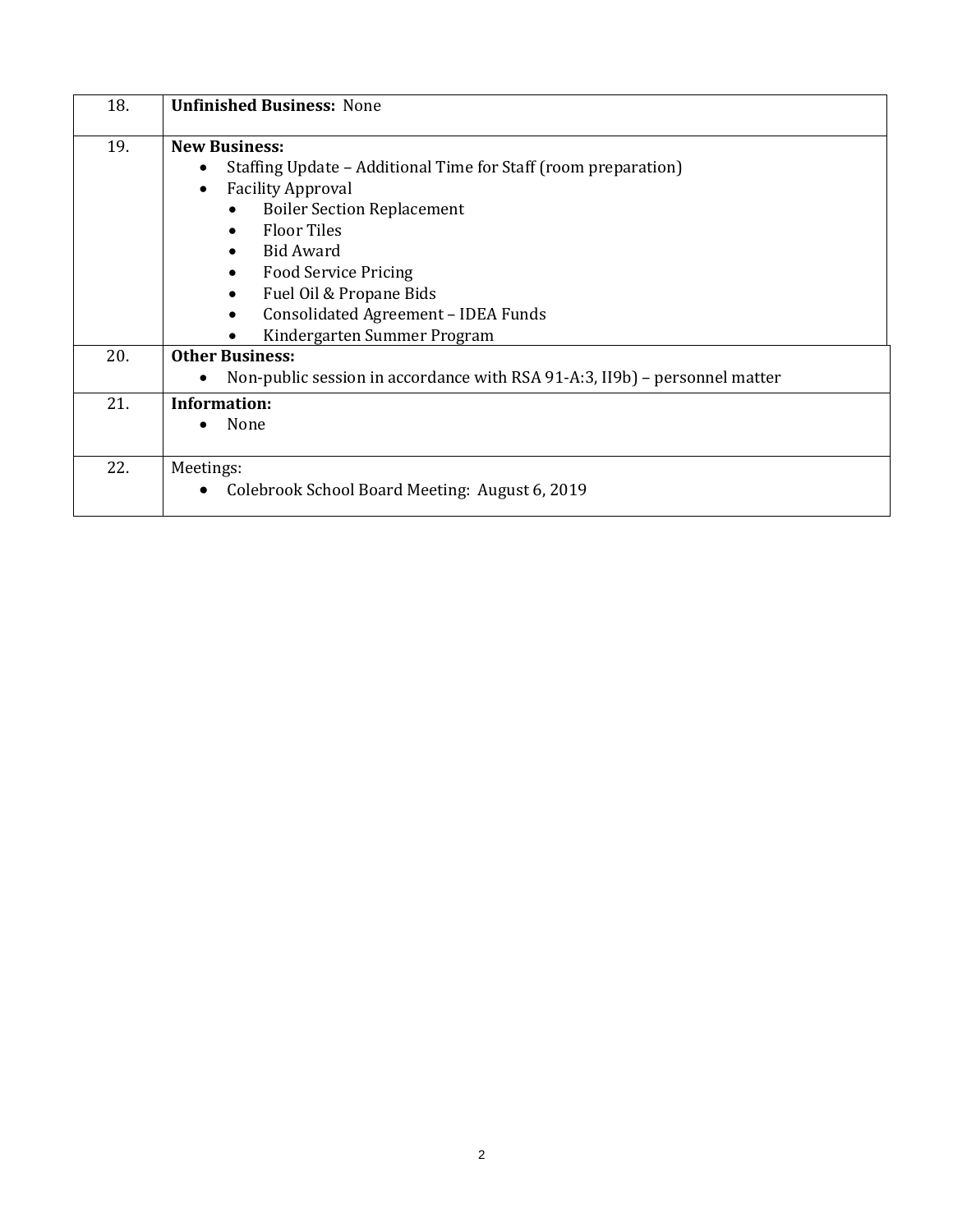| | |
|---|---|
| 18. | **Unfinished Business:** None |
| 19. | **New Business:**<br>• Staffing Update – Additional Time for Staff (room preparation)<br>• Facility Approval<br>&nbsp;&nbsp;&nbsp;&nbsp;• Boiler Section Replacement<br>&nbsp;&nbsp;&nbsp;&nbsp;• Floor Tiles<br>&nbsp;&nbsp;&nbsp;&nbsp;• Bid Award<br>&nbsp;&nbsp;&nbsp;&nbsp;• Food Service Pricing<br>&nbsp;&nbsp;&nbsp;&nbsp;• Fuel Oil & Propane Bids<br>&nbsp;&nbsp;&nbsp;&nbsp;• Consolidated Agreement – IDEA Funds<br>&nbsp;&nbsp;&nbsp;&nbsp;• Kindergarten Summer Program |
| 20. | **Other Business:**<br>• Non-public session in accordance with RSA 91-A:3, II9b) – personnel matter |
| 21. | **Information:**<br>• None |
| 22. | Meetings:<br>• Colebrook School Board Meeting: August 6, 2019 |